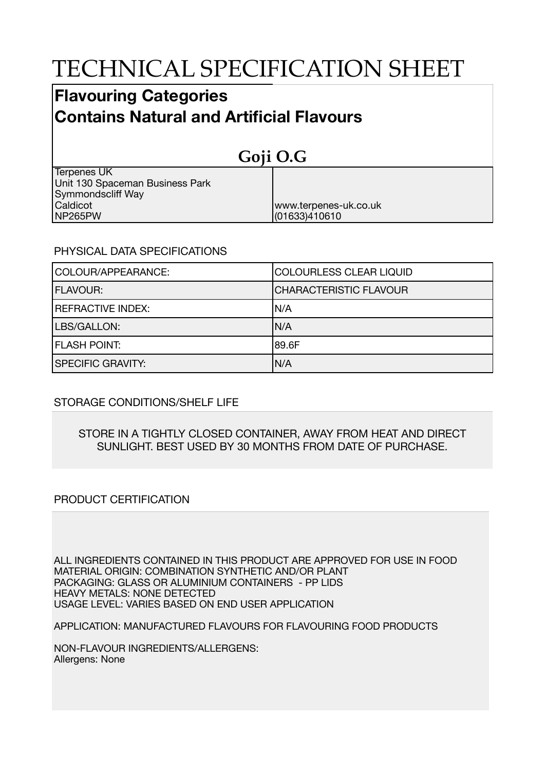# TECHNICAL SPECIFICATION SHEET

## Flavouring Categories
## Contains Natural and Artificial Flavours

### Goji O.G

| | |
|---|---|
| Terpenes UK<br>Unit 130 Spaceman Business Park<br>Symmondscliff Way<br>Caldicot<br>NP265PW | www.terpenes-uk.co.uk<br>(01633)410610 |

PHYSICAL DATA SPECIFICATIONS

| | |
|---|---|
| COLOUR/APPEARANCE: | COLOURLESS CLEAR LIQUID |
| FLAVOUR: | CHARACTERISTIC FLAVOUR |
| REFRACTIVE INDEX: | N/A |
| LBS/GALLON: | N/A |
| FLASH POINT: | 89.6F |
| SPECIFIC GRAVITY: | N/A |

STORAGE CONDITIONS/SHELF LIFE

STORE IN A TIGHTLY CLOSED CONTAINER, AWAY FROM HEAT AND DIRECT SUNLIGHT. BEST USED BY 30 MONTHS FROM DATE OF PURCHASE.

PRODUCT CERTIFICATION

ALL INGREDIENTS CONTAINED IN THIS PRODUCT ARE APPROVED FOR USE IN FOOD
MATERIAL ORIGIN: COMBINATION SYNTHETIC AND/OR PLANT
PACKAGING: GLASS OR ALUMINIUM CONTAINERS - PP LIDS
HEAVY METALS: NONE DETECTED
USAGE LEVEL: VARIES BASED ON END USER APPLICATION

APPLICATION: MANUFACTURED FLAVOURS FOR FLAVOURING FOOD PRODUCTS

NON-FLAVOUR INGREDIENTS/ALLERGENS:
Allergens: None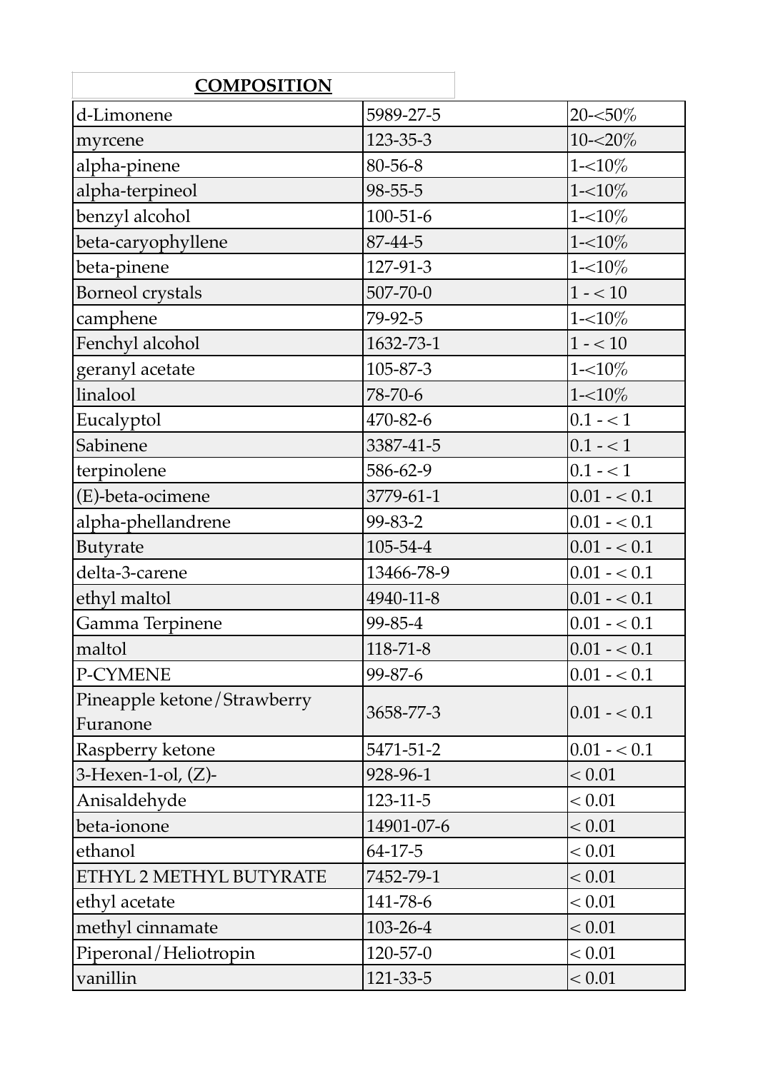| COMPOSITION | | |
|---|---|---|
| d-Limonene | 5989-27-5 | 20-<50% |
| myrcene | 123-35-3 | 10-<20% |
| alpha-pinene | 80-56-8 | 1-<10% |
| alpha-terpineol | 98-55-5 | 1-<10% |
| benzyl alcohol | 100-51-6 | 1-<10% |
| beta-caryophyllene | 87-44-5 | 1-<10% |
| beta-pinene | 127-91-3 | 1-<10% |
| Borneol crystals | 507-70-0 | 1 - < 10 |
| camphene | 79-92-5 | 1-<10% |
| Fenchyl alcohol | 1632-73-1 | 1 - < 10 |
| geranyl acetate | 105-87-3 | 1-<10% |
| linalool | 78-70-6 | 1-<10% |
| Eucalyptol | 470-82-6 | 0.1 - < 1 |
| Sabinene | 3387-41-5 | 0.1 - < 1 |
| terpinolene | 586-62-9 | 0.1 - < 1 |
| (E)-beta-ocimene | 3779-61-1 | 0.01 - < 0.1 |
| alpha-phellandrene | 99-83-2 | 0.01 - < 0.1 |
| Butyrate | 105-54-4 | 0.01 - < 0.1 |
| delta-3-carene | 13466-78-9 | 0.01 - < 0.1 |
| ethyl maltol | 4940-11-8 | 0.01 - < 0.1 |
| Gamma Terpinene | 99-85-4 | 0.01 - < 0.1 |
| maltol | 118-71-8 | 0.01 - < 0.1 |
| P-CYMENE | 99-87-6 | 0.01 - < 0.1 |
| Pineapple ketone/Strawberry Furanone | 3658-77-3 | 0.01 - < 0.1 |
| Raspberry ketone | 5471-51-2 | 0.01 - < 0.1 |
| 3-Hexen-1-ol, (Z)- | 928-96-1 | < 0.01 |
| Anisaldehyde | 123-11-5 | < 0.01 |
| beta-ionone | 14901-07-6 | < 0.01 |
| ethanol | 64-17-5 | < 0.01 |
| ETHYL 2 METHYL BUTYRATE | 7452-79-1 | < 0.01 |
| ethyl acetate | 141-78-6 | < 0.01 |
| methyl cinnamate | 103-26-4 | < 0.01 |
| Piperonal/Heliotropin | 120-57-0 | < 0.01 |
| vanillin | 121-33-5 | < 0.01 |